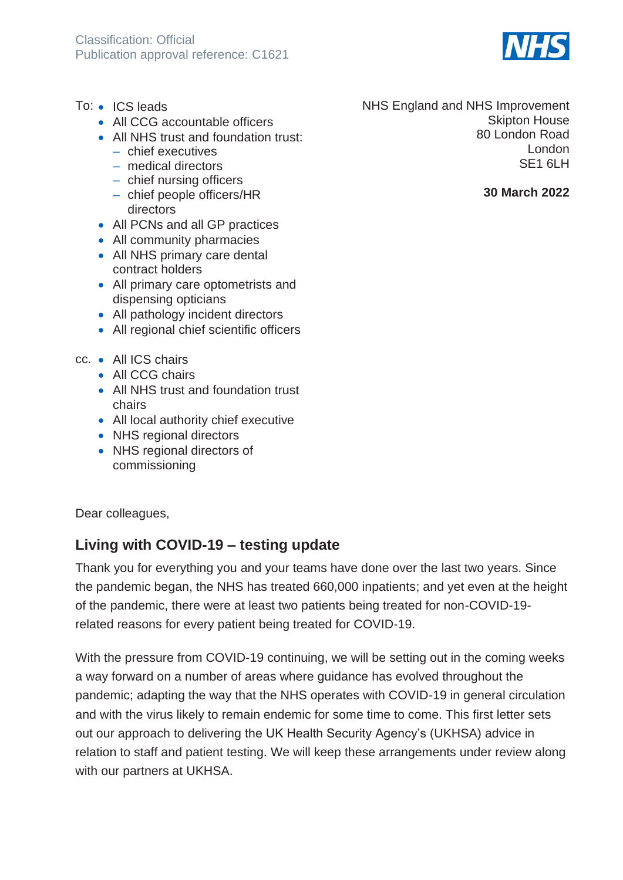Classification: Official
Publication approval reference: C1621

To:
- ICS leads
- All CCG accountable officers
- All NHS trust and foundation trust:
  - chief executives
  - medical directors
  - chief nursing officers
  - chief people officers/HR directors
- All PCNs and all GP practices
- All community pharmacies
- All NHS primary care dental contract holders
- All primary care optometrists and dispensing opticians
- All pathology incident directors
- All regional chief scientific officers

cc.
- All ICS chairs
- All CCG chairs
- All NHS trust and foundation trust chairs
- All local authority chief executive
- NHS regional directors
- NHS regional directors of commissioning

NHS England and NHS Improvement
Skipton House
80 London Road
London
SE1 6LH

**30 March 2022**

Dear colleagues,

## Living with COVID-19 – testing update

Thank you for everything you and your teams have done over the last two years. Since the pandemic began, the NHS has treated 660,000 inpatients; and yet even at the height of the pandemic, there were at least two patients being treated for non-COVID-19-related reasons for every patient being treated for COVID-19.

With the pressure from COVID-19 continuing, we will be setting out in the coming weeks a way forward on a number of areas where guidance has evolved throughout the pandemic; adapting the way that the NHS operates with COVID-19 in general circulation and with the virus likely to remain endemic for some time to come. This first letter sets out our approach to delivering the UK Health Security Agency's (UKHSA) advice in relation to staff and patient testing. We will keep these arrangements under review along with our partners at UKHSA.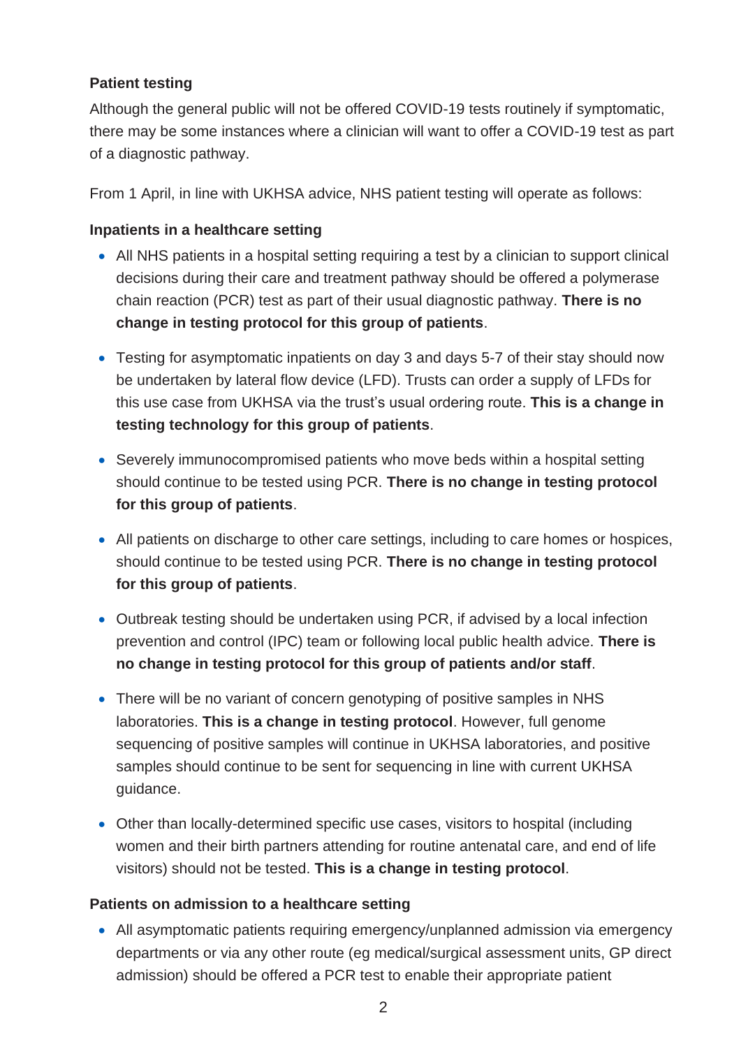**Patient testing**

Although the general public will not be offered COVID-19 tests routinely if symptomatic, there may be some instances where a clinician will want to offer a COVID-19 test as part of a diagnostic pathway.

From 1 April, in line with UKHSA advice, NHS patient testing will operate as follows:

**Inpatients in a healthcare setting**

- All NHS patients in a hospital setting requiring a test by a clinician to support clinical decisions during their care and treatment pathway should be offered a polymerase chain reaction (PCR) test as part of their usual diagnostic pathway. **There is no change in testing protocol for this group of patients**.
- Testing for asymptomatic inpatients on day 3 and days 5-7 of their stay should now be undertaken by lateral flow device (LFD). Trusts can order a supply of LFDs for this use case from UKHSA via the trust's usual ordering route. **This is a change in testing technology for this group of patients**.
- Severely immunocompromised patients who move beds within a hospital setting should continue to be tested using PCR. **There is no change in testing protocol for this group of patients**.
- All patients on discharge to other care settings, including to care homes or hospices, should continue to be tested using PCR. **There is no change in testing protocol for this group of patients**.
- Outbreak testing should be undertaken using PCR, if advised by a local infection prevention and control (IPC) team or following local public health advice. **There is no change in testing protocol for this group of patients and/or staff**.
- There will be no variant of concern genotyping of positive samples in NHS laboratories. **This is a change in testing protocol**. However, full genome sequencing of positive samples will continue in UKHSA laboratories, and positive samples should continue to be sent for sequencing in line with current UKHSA guidance.
- Other than locally-determined specific use cases, visitors to hospital (including women and their birth partners attending for routine antenatal care, and end of life visitors) should not be tested. **This is a change in testing protocol**.

**Patients on admission to a healthcare setting**

- All asymptomatic patients requiring emergency/unplanned admission via emergency departments or via any other route (eg medical/surgical assessment units, GP direct admission) should be offered a PCR test to enable their appropriate patient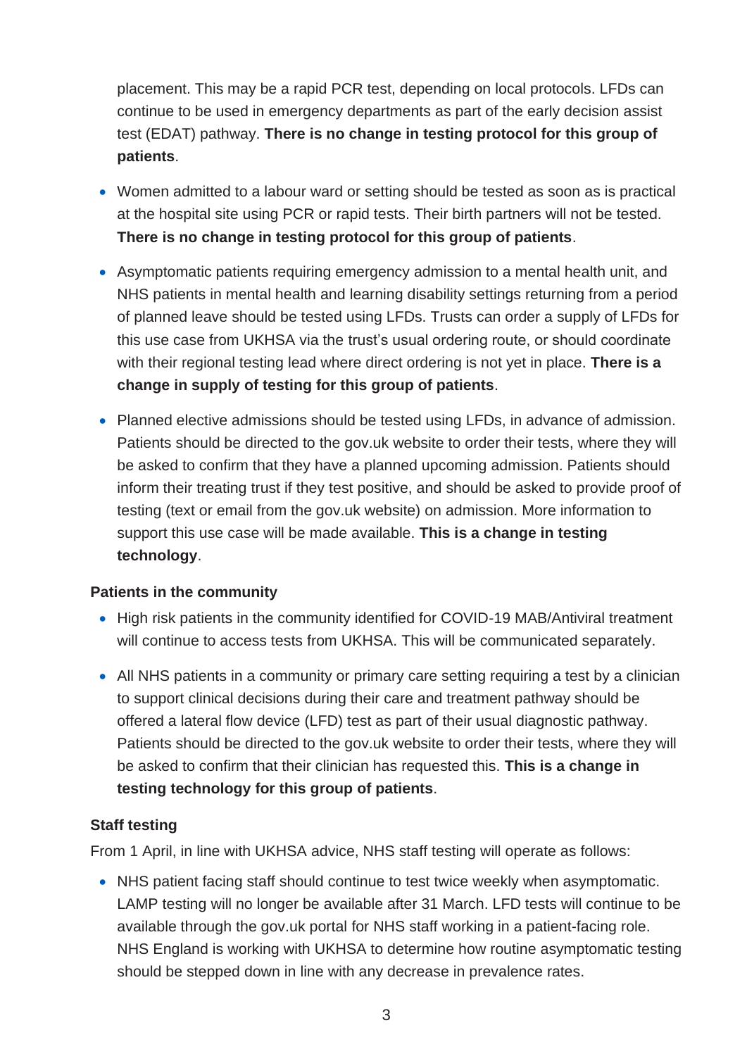placement. This may be a rapid PCR test, depending on local protocols. LFDs can continue to be used in emergency departments as part of the early decision assist test (EDAT) pathway. **There is no change in testing protocol for this group of patients**.

- Women admitted to a labour ward or setting should be tested as soon as is practical at the hospital site using PCR or rapid tests. Their birth partners will not be tested. **There is no change in testing protocol for this group of patients**.
- Asymptomatic patients requiring emergency admission to a mental health unit, and NHS patients in mental health and learning disability settings returning from a period of planned leave should be tested using LFDs. Trusts can order a supply of LFDs for this use case from UKHSA via the trust's usual ordering route, or should coordinate with their regional testing lead where direct ordering is not yet in place. **There is a change in supply of testing for this group of patients**.
- Planned elective admissions should be tested using LFDs, in advance of admission. Patients should be directed to the gov.uk website to order their tests, where they will be asked to confirm that they have a planned upcoming admission. Patients should inform their treating trust if they test positive, and should be asked to provide proof of testing (text or email from the gov.uk website) on admission. More information to support this use case will be made available. **This is a change in testing technology**.

**Patients in the community**

- High risk patients in the community identified for COVID-19 MAB/Antiviral treatment will continue to access tests from UKHSA. This will be communicated separately.
- All NHS patients in a community or primary care setting requiring a test by a clinician to support clinical decisions during their care and treatment pathway should be offered a lateral flow device (LFD) test as part of their usual diagnostic pathway. Patients should be directed to the gov.uk website to order their tests, where they will be asked to confirm that their clinician has requested this. **This is a change in testing technology for this group of patients**.

**Staff testing**

From 1 April, in line with UKHSA advice, NHS staff testing will operate as follows:

- NHS patient facing staff should continue to test twice weekly when asymptomatic. LAMP testing will no longer be available after 31 March. LFD tests will continue to be available through the gov.uk portal for NHS staff working in a patient-facing role. NHS England is working with UKHSA to determine how routine asymptomatic testing should be stepped down in line with any decrease in prevalence rates.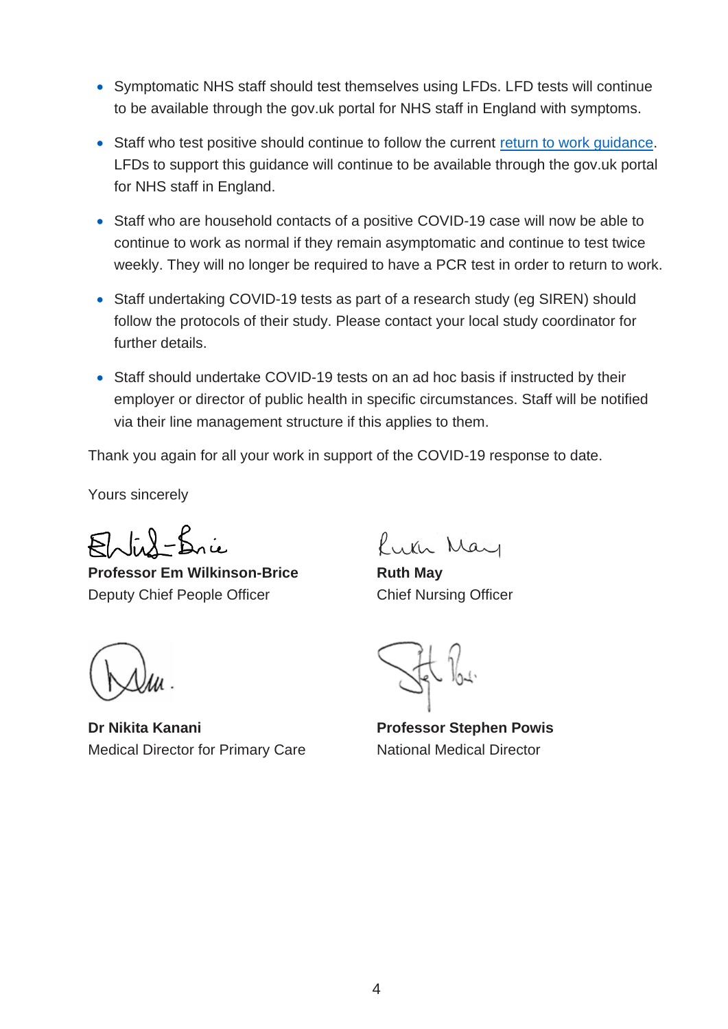- Symptomatic NHS staff should test themselves using LFDs. LFD tests will continue to be available through the gov.uk portal for NHS staff in England with symptoms.
- Staff who test positive should continue to follow the current return to work guidance. LFDs to support this guidance will continue to be available through the gov.uk portal for NHS staff in England.
- Staff who are household contacts of a positive COVID-19 case will now be able to continue to work as normal if they remain asymptomatic and continue to test twice weekly. They will no longer be required to have a PCR test in order to return to work.
- Staff undertaking COVID-19 tests as part of a research study (eg SIREN) should follow the protocols of their study. Please contact your local study coordinator for further details.
- Staff should undertake COVID-19 tests on an ad hoc basis if instructed by their employer or director of public health in specific circumstances. Staff will be notified via their line management structure if this applies to them.

Thank you again for all your work in support of the COVID-19 response to date.

Yours sincerely

**Professor Em Wilkinson-Brice**
Deputy Chief People Officer

**Ruth May**
Chief Nursing Officer

**Dr Nikita Kanani**
Medical Director for Primary Care

**Professor Stephen Powis**
National Medical Director